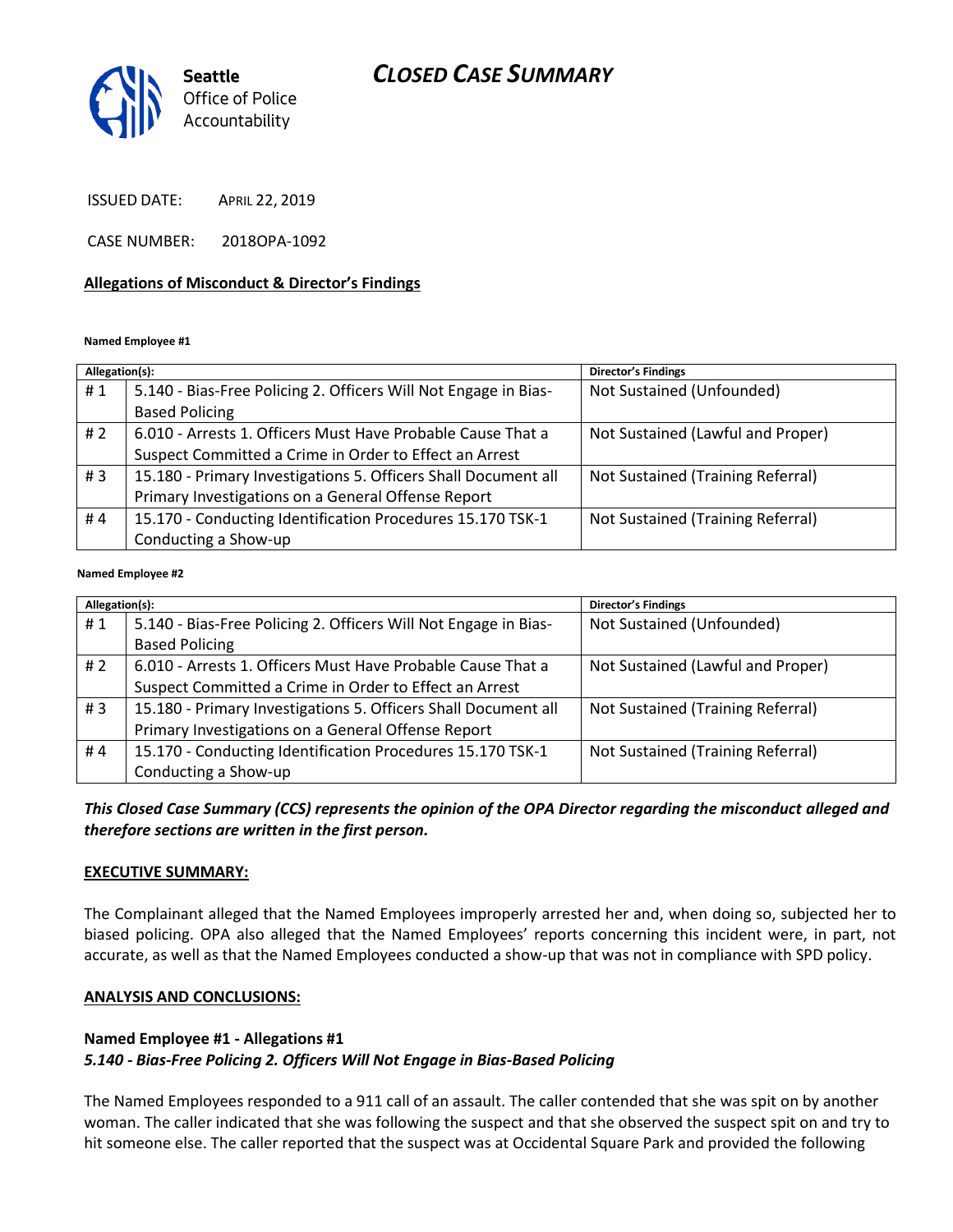# CLOSED CASE SUMMARY

Seattle Office of Police Accountability

ISSUED DATE: APRIL 22, 2019

CASE NUMBER: 2018OPA-1092

## Allegations of Misconduct & Director's Findings

**Named Employee #1**

| Allegation(s): | | Director's Findings |
|---|---|---|
| # 1 | 5.140 - Bias-Free Policing 2. Officers Will Not Engage in Bias-Based Policing | Not Sustained (Unfounded) |
| # 2 | 6.010 - Arrests 1. Officers Must Have Probable Cause That a Suspect Committed a Crime in Order to Effect an Arrest | Not Sustained (Lawful and Proper) |
| # 3 | 15.180 - Primary Investigations 5. Officers Shall Document all Primary Investigations on a General Offense Report | Not Sustained (Training Referral) |
| # 4 | 15.170 - Conducting Identification Procedures 15.170 TSK-1 Conducting a Show-up | Not Sustained (Training Referral) |

**Named Employee #2**

| Allegation(s): | | Director's Findings |
|---|---|---|
| # 1 | 5.140 - Bias-Free Policing 2. Officers Will Not Engage in Bias-Based Policing | Not Sustained (Unfounded) |
| # 2 | 6.010 - Arrests 1. Officers Must Have Probable Cause That a Suspect Committed a Crime in Order to Effect an Arrest | Not Sustained (Lawful and Proper) |
| # 3 | 15.180 - Primary Investigations 5. Officers Shall Document all Primary Investigations on a General Offense Report | Not Sustained (Training Referral) |
| # 4 | 15.170 - Conducting Identification Procedures 15.170 TSK-1 Conducting a Show-up | Not Sustained (Training Referral) |

***This Closed Case Summary (CCS) represents the opinion of the OPA Director regarding the misconduct alleged and therefore sections are written in the first person.***

**EXECUTIVE SUMMARY:**

The Complainant alleged that the Named Employees improperly arrested her and, when doing so, subjected her to biased policing. OPA also alleged that the Named Employees' reports concerning this incident were, in part, not accurate, as well as that the Named Employees conducted a show-up that was not in compliance with SPD policy.

**ANALYSIS AND CONCLUSIONS:**

**Named Employee #1 - Allegations #1**
***5.140 - Bias-Free Policing 2. Officers Will Not Engage in Bias-Based Policing***

The Named Employees responded to a 911 call of an assault. The caller contended that she was spit on by another woman. The caller indicated that she was following the suspect and that she observed the suspect spit on and try to hit someone else. The caller reported that the suspect was at Occidental Square Park and provided the following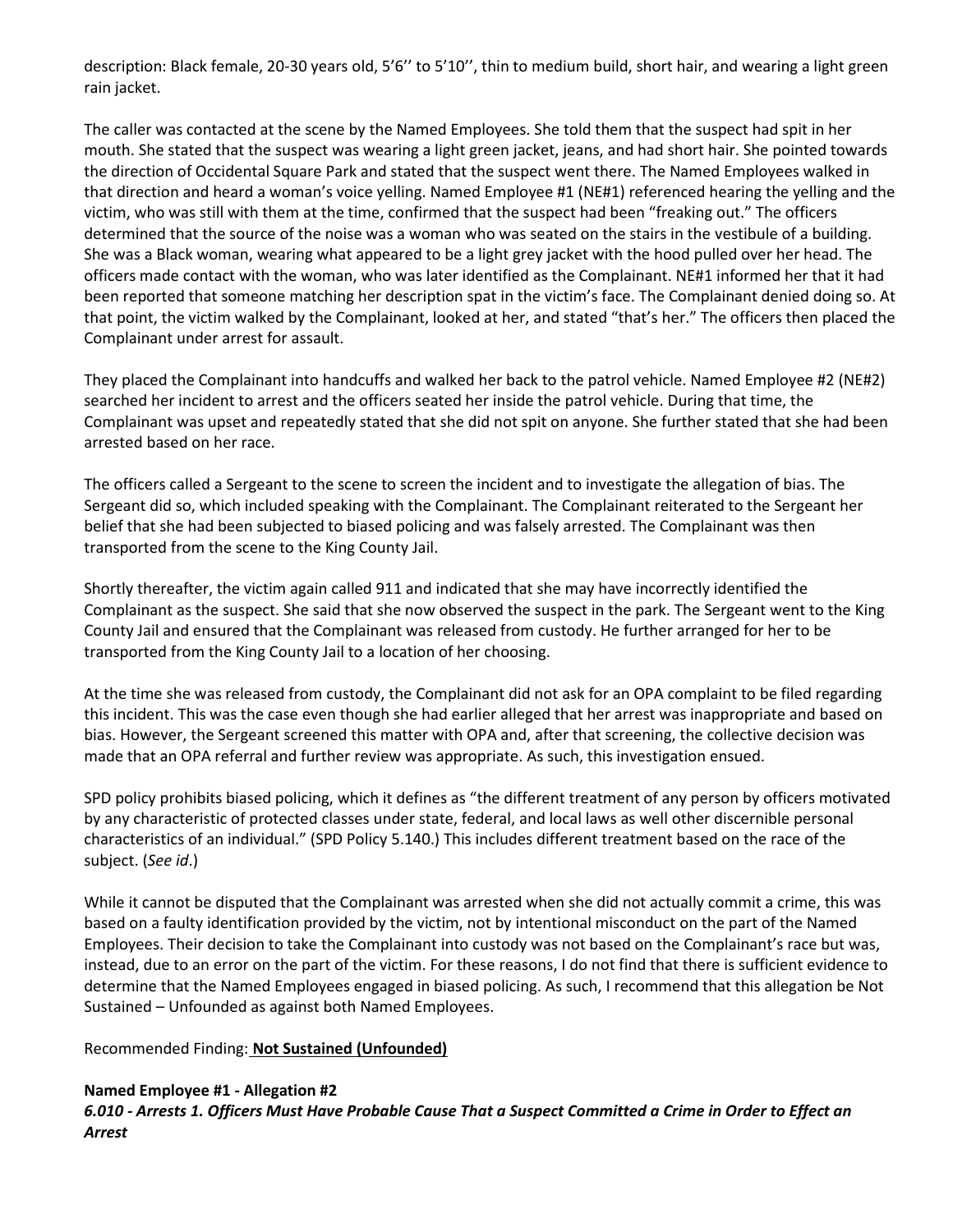description: Black female, 20-30 years old, 5'6'' to 5'10'', thin to medium build, short hair, and wearing a light green rain jacket.

The caller was contacted at the scene by the Named Employees. She told them that the suspect had spit in her mouth. She stated that the suspect was wearing a light green jacket, jeans, and had short hair. She pointed towards the direction of Occidental Square Park and stated that the suspect went there. The Named Employees walked in that direction and heard a woman's voice yelling. Named Employee #1 (NE#1) referenced hearing the yelling and the victim, who was still with them at the time, confirmed that the suspect had been "freaking out." The officers determined that the source of the noise was a woman who was seated on the stairs in the vestibule of a building. She was a Black woman, wearing what appeared to be a light grey jacket with the hood pulled over her head. The officers made contact with the woman, who was later identified as the Complainant. NE#1 informed her that it had been reported that someone matching her description spat in the victim's face. The Complainant denied doing so. At that point, the victim walked by the Complainant, looked at her, and stated "that's her." The officers then placed the Complainant under arrest for assault.

They placed the Complainant into handcuffs and walked her back to the patrol vehicle. Named Employee #2 (NE#2) searched her incident to arrest and the officers seated her inside the patrol vehicle. During that time, the Complainant was upset and repeatedly stated that she did not spit on anyone. She further stated that she had been arrested based on her race.

The officers called a Sergeant to the scene to screen the incident and to investigate the allegation of bias. The Sergeant did so, which included speaking with the Complainant. The Complainant reiterated to the Sergeant her belief that she had been subjected to biased policing and was falsely arrested. The Complainant was then transported from the scene to the King County Jail.

Shortly thereafter, the victim again called 911 and indicated that she may have incorrectly identified the Complainant as the suspect. She said that she now observed the suspect in the park. The Sergeant went to the King County Jail and ensured that the Complainant was released from custody. He further arranged for her to be transported from the King County Jail to a location of her choosing.

At the time she was released from custody, the Complainant did not ask for an OPA complaint to be filed regarding this incident. This was the case even though she had earlier alleged that her arrest was inappropriate and based on bias. However, the Sergeant screened this matter with OPA and, after that screening, the collective decision was made that an OPA referral and further review was appropriate. As such, this investigation ensued.

SPD policy prohibits biased policing, which it defines as "the different treatment of any person by officers motivated by any characteristic of protected classes under state, federal, and local laws as well other discernible personal characteristics of an individual." (SPD Policy 5.140.) This includes different treatment based on the race of the subject. (*See id*.)

While it cannot be disputed that the Complainant was arrested when she did not actually commit a crime, this was based on a faulty identification provided by the victim, not by intentional misconduct on the part of the Named Employees. Their decision to take the Complainant into custody was not based on the Complainant's race but was, instead, due to an error on the part of the victim. For these reasons, I do not find that there is sufficient evidence to determine that the Named Employees engaged in biased policing. As such, I recommend that this allegation be Not Sustained – Unfounded as against both Named Employees.

Recommended Finding: **Not Sustained (Unfounded)**

**Named Employee #1 - Allegation #2**
***6.010 - Arrests 1. Officers Must Have Probable Cause That a Suspect Committed a Crime in Order to Effect an Arrest***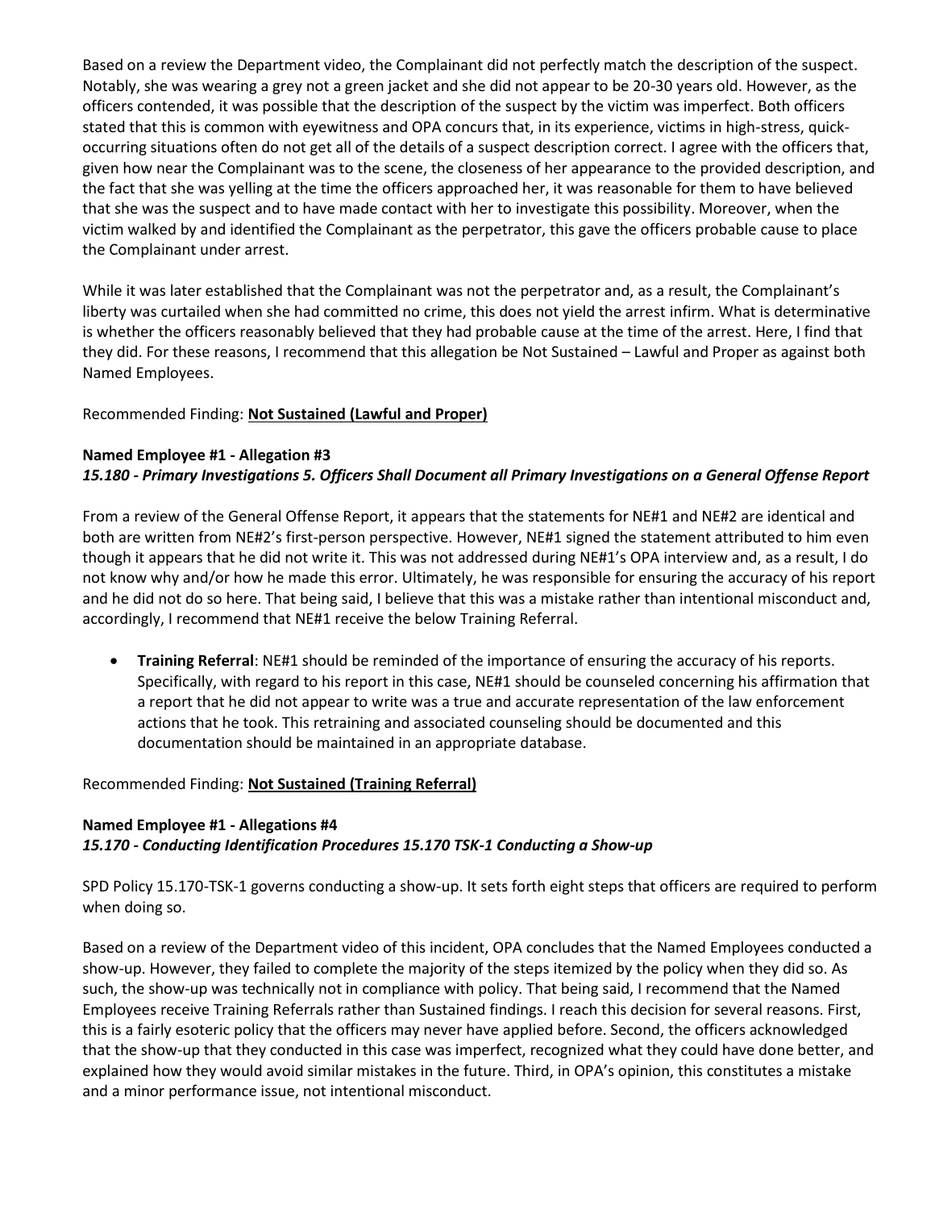Based on a review the Department video, the Complainant did not perfectly match the description of the suspect. Notably, she was wearing a grey not a green jacket and she did not appear to be 20-30 years old. However, as the officers contended, it was possible that the description of the suspect by the victim was imperfect. Both officers stated that this is common with eyewitness and OPA concurs that, in its experience, victims in high-stress, quick-occurring situations often do not get all of the details of a suspect description correct. I agree with the officers that, given how near the Complainant was to the scene, the closeness of her appearance to the provided description, and the fact that she was yelling at the time the officers approached her, it was reasonable for them to have believed that she was the suspect and to have made contact with her to investigate this possibility. Moreover, when the victim walked by and identified the Complainant as the perpetrator, this gave the officers probable cause to place the Complainant under arrest.

While it was later established that the Complainant was not the perpetrator and, as a result, the Complainant's liberty was curtailed when she had committed no crime, this does not yield the arrest infirm. What is determinative is whether the officers reasonably believed that they had probable cause at the time of the arrest. Here, I find that they did. For these reasons, I recommend that this allegation be Not Sustained – Lawful and Proper as against both Named Employees.

Recommended Finding: **Not Sustained (Lawful and Proper)**

**Named Employee #1 - Allegation #3**
***15.180 - Primary Investigations 5. Officers Shall Document all Primary Investigations on a General Offense Report***

From a review of the General Offense Report, it appears that the statements for NE#1 and NE#2 are identical and both are written from NE#2's first-person perspective. However, NE#1 signed the statement attributed to him even though it appears that he did not write it. This was not addressed during NE#1's OPA interview and, as a result, I do not know why and/or how he made this error. Ultimately, he was responsible for ensuring the accuracy of his report and he did not do so here. That being said, I believe that this was a mistake rather than intentional misconduct and, accordingly, I recommend that NE#1 receive the below Training Referral.

- **Training Referral**: NE#1 should be reminded of the importance of ensuring the accuracy of his reports. Specifically, with regard to his report in this case, NE#1 should be counseled concerning his affirmation that a report that he did not appear to write was a true and accurate representation of the law enforcement actions that he took. This retraining and associated counseling should be documented and this documentation should be maintained in an appropriate database.

Recommended Finding: **Not Sustained (Training Referral)**

**Named Employee #1 - Allegations #4**
***15.170 - Conducting Identification Procedures 15.170 TSK-1 Conducting a Show-up***

SPD Policy 15.170-TSK-1 governs conducting a show-up. It sets forth eight steps that officers are required to perform when doing so.

Based on a review of the Department video of this incident, OPA concludes that the Named Employees conducted a show-up. However, they failed to complete the majority of the steps itemized by the policy when they did so. As such, the show-up was technically not in compliance with policy. That being said, I recommend that the Named Employees receive Training Referrals rather than Sustained findings. I reach this decision for several reasons. First, this is a fairly esoteric policy that the officers may never have applied before. Second, the officers acknowledged that the show-up that they conducted in this case was imperfect, recognized what they could have done better, and explained how they would avoid similar mistakes in the future. Third, in OPA's opinion, this constitutes a mistake and a minor performance issue, not intentional misconduct.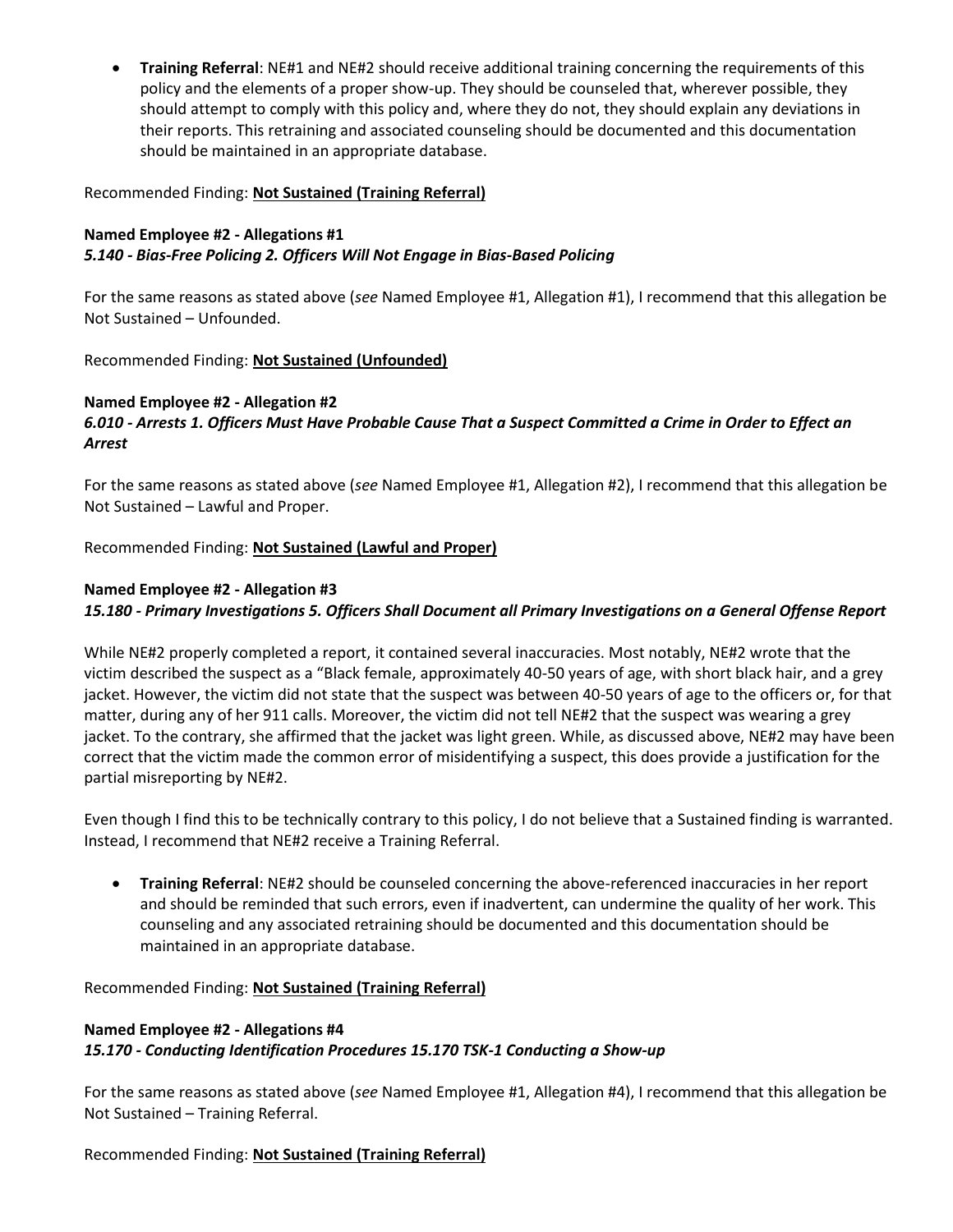- **Training Referral**: NE#1 and NE#2 should receive additional training concerning the requirements of this policy and the elements of a proper show-up. They should be counseled that, wherever possible, they should attempt to comply with this policy and, where they do not, they should explain any deviations in their reports. This retraining and associated counseling should be documented and this documentation should be maintained in an appropriate database.

Recommended Finding: **Not Sustained (Training Referral)**

**Named Employee #2 - Allegations #1**
***5.140 - Bias-Free Policing 2. Officers Will Not Engage in Bias-Based Policing***

For the same reasons as stated above (*see* Named Employee #1, Allegation #1), I recommend that this allegation be Not Sustained – Unfounded.

Recommended Finding: **Not Sustained (Unfounded)**

**Named Employee #2 - Allegation #2**
***6.010 - Arrests 1. Officers Must Have Probable Cause That a Suspect Committed a Crime in Order to Effect an Arrest***

For the same reasons as stated above (*see* Named Employee #1, Allegation #2), I recommend that this allegation be Not Sustained – Lawful and Proper.

Recommended Finding: **Not Sustained (Lawful and Proper)**

**Named Employee #2 - Allegation #3**
***15.180 - Primary Investigations 5. Officers Shall Document all Primary Investigations on a General Offense Report***

While NE#2 properly completed a report, it contained several inaccuracies. Most notably, NE#2 wrote that the victim described the suspect as a "Black female, approximately 40-50 years of age, with short black hair, and a grey jacket. However, the victim did not state that the suspect was between 40-50 years of age to the officers or, for that matter, during any of her 911 calls. Moreover, the victim did not tell NE#2 that the suspect was wearing a grey jacket. To the contrary, she affirmed that the jacket was light green. While, as discussed above, NE#2 may have been correct that the victim made the common error of misidentifying a suspect, this does provide a justification for the partial misreporting by NE#2.

Even though I find this to be technically contrary to this policy, I do not believe that a Sustained finding is warranted. Instead, I recommend that NE#2 receive a Training Referral.

- **Training Referral**: NE#2 should be counseled concerning the above-referenced inaccuracies in her report and should be reminded that such errors, even if inadvertent, can undermine the quality of her work. This counseling and any associated retraining should be documented and this documentation should be maintained in an appropriate database.

Recommended Finding: **Not Sustained (Training Referral)**

**Named Employee #2 - Allegations #4**
***15.170 - Conducting Identification Procedures 15.170 TSK-1 Conducting a Show-up***

For the same reasons as stated above (*see* Named Employee #1, Allegation #4), I recommend that this allegation be Not Sustained – Training Referral.

Recommended Finding: **Not Sustained (Training Referral)**